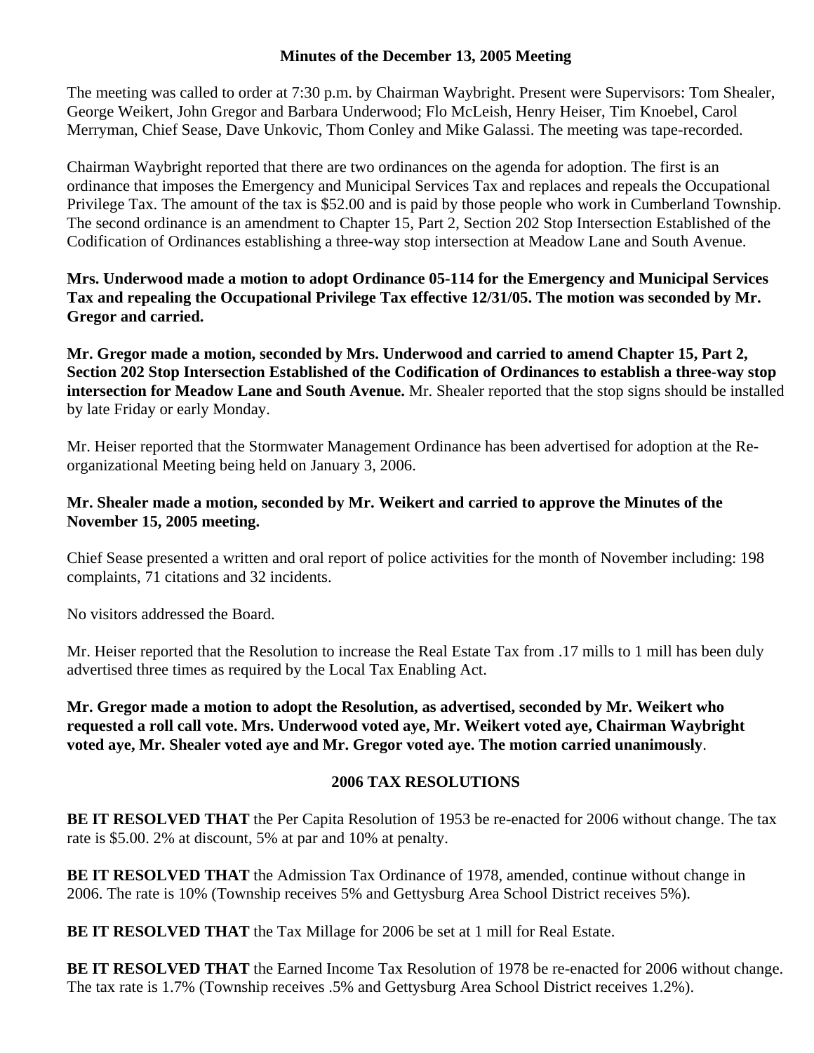## Minutes of the December 13, 2005 Meeting

The meeting was called to order at 7:30 p.m. by Chairman Waybright. Present were Supervisors: Tom Shealer, George Weikert, John Gregor and Barbara Underwood; Flo McLeish, Henry Heiser, Tim Knoebel, Carol Merryman, Chief Sease, Dave Unkovic, Thom Conley and Mike Galassi. The meeting was tape-recorded.

Chairman Waybright reported that there are two ordinances on the agenda for adoption. The first is an ordinance that imposes the Emergency and Municipal Services Tax and replaces and repeals the Occupational Privilege Tax. The amount of the tax is $52.00 and is paid by those people who work in Cumberland Township. The second ordinance is an amendment to Chapter 15, Part 2, Section 202 Stop Intersection Established of the Codification of Ordinances establishing a three-way stop intersection at Meadow Lane and South Avenue.

**Mrs. Underwood made a motion to adopt Ordinance 05-114 for the Emergency and Municipal Services Tax and repealing the Occupational Privilege Tax effective 12/31/05. The motion was seconded by Mr. Gregor and carried.**

**Mr. Gregor made a motion, seconded by Mrs. Underwood and carried to amend Chapter 15, Part 2, Section 202 Stop Intersection Established of the Codification of Ordinances to establish a three-way stop intersection for Meadow Lane and South Avenue.** Mr. Shealer reported that the stop signs should be installed by late Friday or early Monday.

Mr. Heiser reported that the Stormwater Management Ordinance has been advertised for adoption at the Re-organizational Meeting being held on January 3, 2006.

**Mr. Shealer made a motion, seconded by Mr. Weikert and carried to approve the Minutes of the November 15, 2005 meeting.**

Chief Sease presented a written and oral report of police activities for the month of November including: 198 complaints, 71 citations and 32 incidents.

No visitors addressed the Board.

Mr. Heiser reported that the Resolution to increase the Real Estate Tax from .17 mills to 1 mill has been duly advertised three times as required by the Local Tax Enabling Act.

**Mr. Gregor made a motion to adopt the Resolution, as advertised, seconded by Mr. Weikert who requested a roll call vote. Mrs. Underwood voted aye, Mr. Weikert voted aye, Chairman Waybright voted aye, Mr. Shealer voted aye and Mr. Gregor voted aye. The motion carried unanimously**.

### 2006 TAX RESOLUTIONS

**BE IT RESOLVED THAT** the Per Capita Resolution of 1953 be re-enacted for 2006 without change. The tax rate is $5.00. 2% at discount, 5% at par and 10% at penalty.

**BE IT RESOLVED THAT** the Admission Tax Ordinance of 1978, amended, continue without change in 2006. The rate is 10% (Township receives 5% and Gettysburg Area School District receives 5%).

**BE IT RESOLVED THAT** the Tax Millage for 2006 be set at 1 mill for Real Estate.

**BE IT RESOLVED THAT** the Earned Income Tax Resolution of 1978 be re-enacted for 2006 without change. The tax rate is 1.7% (Township receives .5% and Gettysburg Area School District receives 1.2%).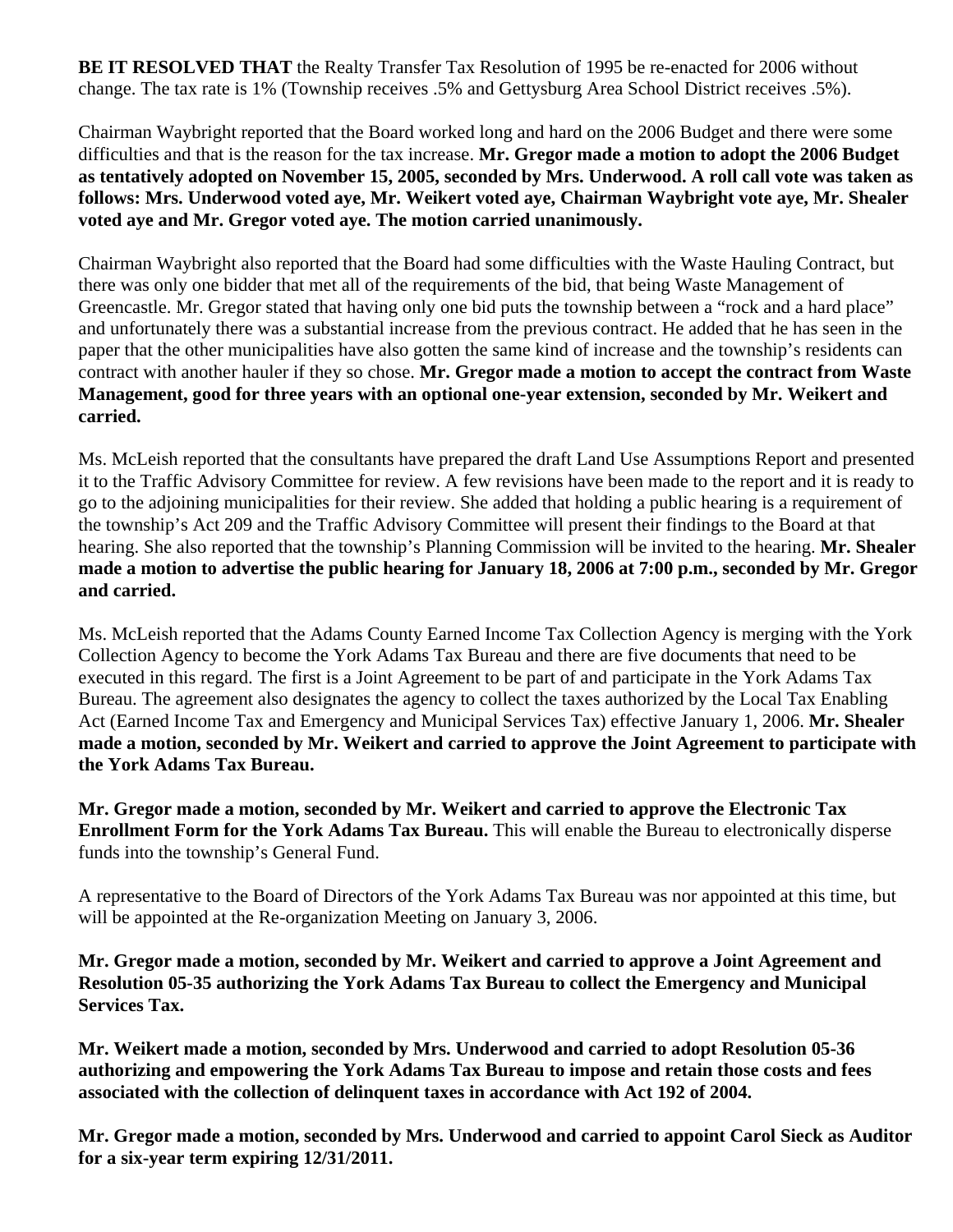**BE IT RESOLVED THAT** the Realty Transfer Tax Resolution of 1995 be re-enacted for 2006 without change. The tax rate is 1% (Township receives .5% and Gettysburg Area School District receives .5%).

Chairman Waybright reported that the Board worked long and hard on the 2006 Budget and there were some difficulties and that is the reason for the tax increase. **Mr. Gregor made a motion to adopt the 2006 Budget as tentatively adopted on November 15, 2005, seconded by Mrs. Underwood. A roll call vote was taken as follows: Mrs. Underwood voted aye, Mr. Weikert voted aye, Chairman Waybright vote aye, Mr. Shealer voted aye and Mr. Gregor voted aye. The motion carried unanimously.**

Chairman Waybright also reported that the Board had some difficulties with the Waste Hauling Contract, but there was only one bidder that met all of the requirements of the bid, that being Waste Management of Greencastle. Mr. Gregor stated that having only one bid puts the township between a "rock and a hard place" and unfortunately there was a substantial increase from the previous contract. He added that he has seen in the paper that the other municipalities have also gotten the same kind of increase and the township's residents can contract with another hauler if they so chose. **Mr. Gregor made a motion to accept the contract from Waste Management, good for three years with an optional one-year extension, seconded by Mr. Weikert and carried.**

Ms. McLeish reported that the consultants have prepared the draft Land Use Assumptions Report and presented it to the Traffic Advisory Committee for review. A few revisions have been made to the report and it is ready to go to the adjoining municipalities for their review. She added that holding a public hearing is a requirement of the township's Act 209 and the Traffic Advisory Committee will present their findings to the Board at that hearing. She also reported that the township's Planning Commission will be invited to the hearing. **Mr. Shealer made a motion to advertise the public hearing for January 18, 2006 at 7:00 p.m., seconded by Mr. Gregor and carried.**

Ms. McLeish reported that the Adams County Earned Income Tax Collection Agency is merging with the York Collection Agency to become the York Adams Tax Bureau and there are five documents that need to be executed in this regard. The first is a Joint Agreement to be part of and participate in the York Adams Tax Bureau. The agreement also designates the agency to collect the taxes authorized by the Local Tax Enabling Act (Earned Income Tax and Emergency and Municipal Services Tax) effective January 1, 2006. **Mr. Shealer made a motion, seconded by Mr. Weikert and carried to approve the Joint Agreement to participate with the York Adams Tax Bureau.**

**Mr. Gregor made a motion, seconded by Mr. Weikert and carried to approve the Electronic Tax Enrollment Form for the York Adams Tax Bureau.** This will enable the Bureau to electronically disperse funds into the township's General Fund.

A representative to the Board of Directors of the York Adams Tax Bureau was nor appointed at this time, but will be appointed at the Re-organization Meeting on January 3, 2006.

**Mr. Gregor made a motion, seconded by Mr. Weikert and carried to approve a Joint Agreement and Resolution 05-35 authorizing the York Adams Tax Bureau to collect the Emergency and Municipal Services Tax.**

**Mr. Weikert made a motion, seconded by Mrs. Underwood and carried to adopt Resolution 05-36 authorizing and empowering the York Adams Tax Bureau to impose and retain those costs and fees associated with the collection of delinquent taxes in accordance with Act 192 of 2004.**

**Mr. Gregor made a motion, seconded by Mrs. Underwood and carried to appoint Carol Sieck as Auditor for a six-year term expiring 12/31/2011.**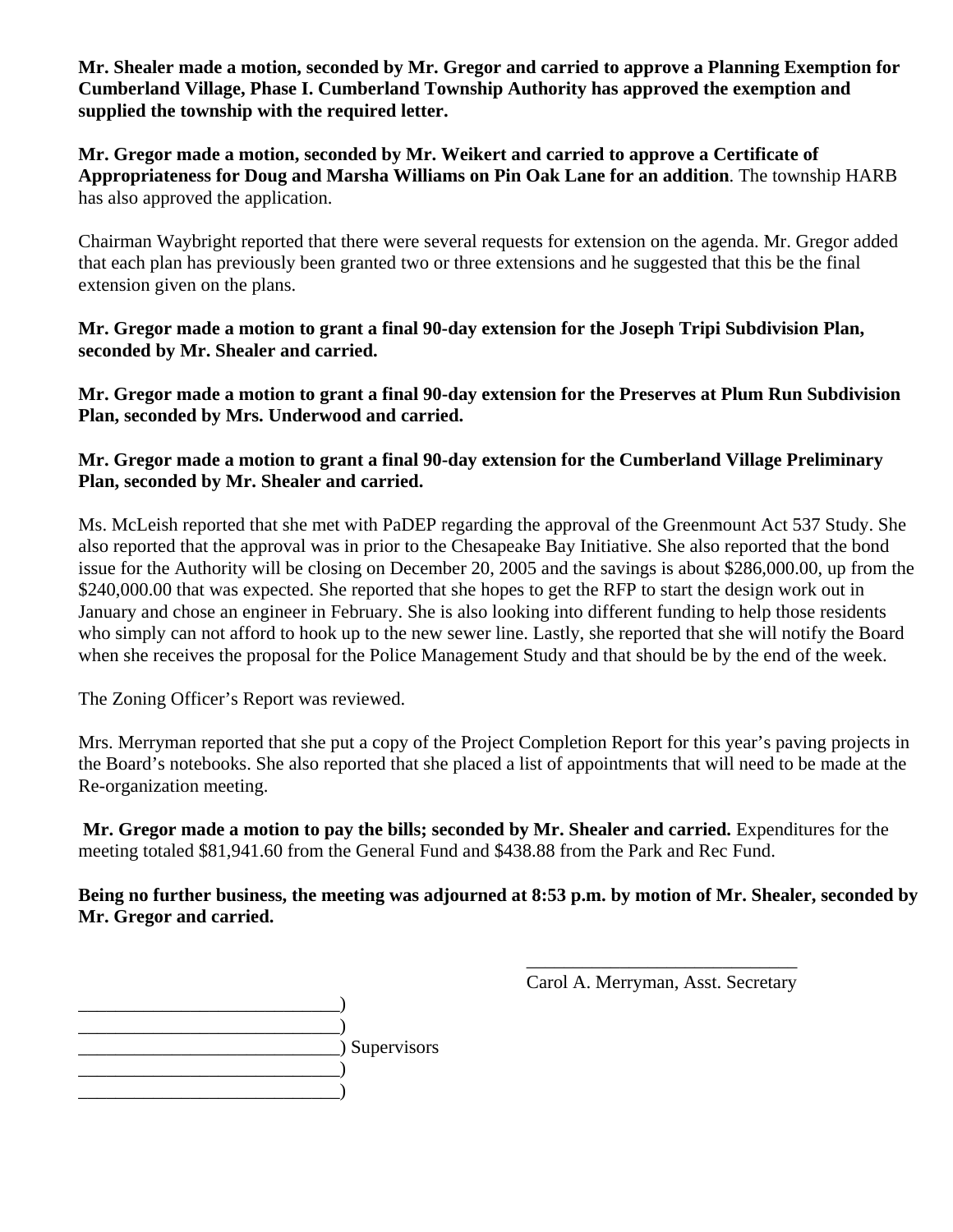**Mr. Shealer made a motion, seconded by Mr. Gregor and carried to approve a Planning Exemption for Cumberland Village, Phase I. Cumberland Township Authority has approved the exemption and supplied the township with the required letter.**

**Mr. Gregor made a motion, seconded by Mr. Weikert and carried to approve a Certificate of Appropriateness for Doug and Marsha Williams on Pin Oak Lane for an addition**. The township HARB has also approved the application.

Chairman Waybright reported that there were several requests for extension on the agenda. Mr. Gregor added that each plan has previously been granted two or three extensions and he suggested that this be the final extension given on the plans.

**Mr. Gregor made a motion to grant a final 90-day extension for the Joseph Tripi Subdivision Plan, seconded by Mr. Shealer and carried.**

**Mr. Gregor made a motion to grant a final 90-day extension for the Preserves at Plum Run Subdivision Plan, seconded by Mrs. Underwood and carried.**

**Mr. Gregor made a motion to grant a final 90-day extension for the Cumberland Village Preliminary Plan, seconded by Mr. Shealer and carried.**

Ms. McLeish reported that she met with PaDEP regarding the approval of the Greenmount Act 537 Study. She also reported that the approval was in prior to the Chesapeake Bay Initiative. She also reported that the bond issue for the Authority will be closing on December 20, 2005 and the savings is about $286,000.00, up from the $240,000.00 that was expected. She reported that she hopes to get the RFP to start the design work out in January and chose an engineer in February. She is also looking into different funding to help those residents who simply can not afford to hook up to the new sewer line. Lastly, she reported that she will notify the Board when she receives the proposal for the Police Management Study and that should be by the end of the week.

The Zoning Officer's Report was reviewed.

Mrs. Merryman reported that she put a copy of the Project Completion Report for this year's paving projects in the Board's notebooks. She also reported that she placed a list of appointments that will need to be made at the Re-organization meeting.

**Mr. Gregor made a motion to pay the bills; seconded by Mr. Shealer and carried.** Expenditures for the meeting totaled $81,941.60 from the General Fund and $438.88 from the Park and Rec Fund.

**Being no further business, the meeting was adjourned at 8:53 p.m. by motion of Mr. Shealer, seconded by Mr. Gregor and carried.**

_____________________________
Carol A. Merryman, Asst. Secretary

_____________________________)
_____________________________)
_____________________________) Supervisors
_____________________________)
_____________________________)